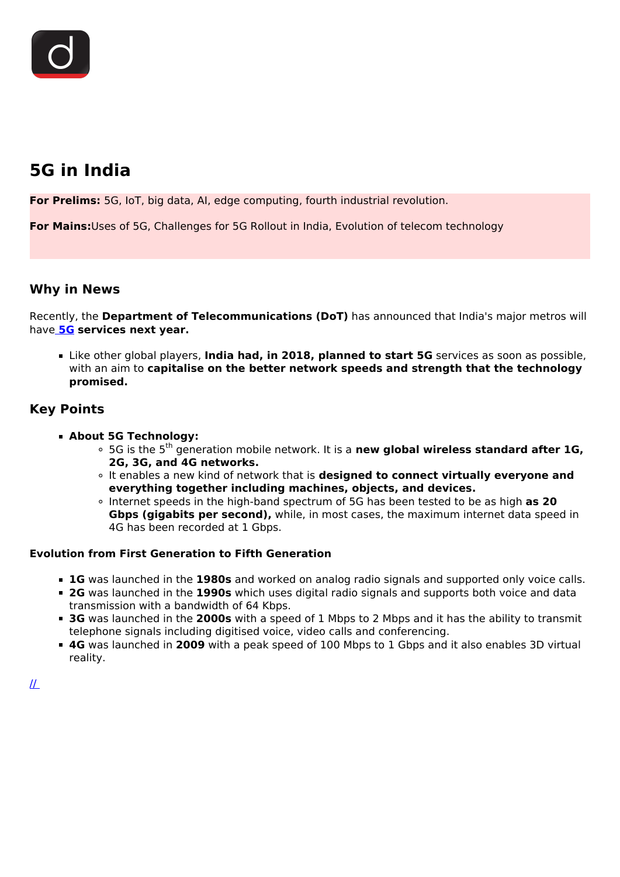# 5G in India

**For Prelims:** 5G, IoT, big data, AI, edge computing, fourth industrial revolution.

**For Mains:** Uses of 5G, Challenges for 5G Rollout in India, Evolution of telecom technology

## Why in News

Recently, the **Department of Telecommunications (DoT)** has announced that India's major metros will have **5G services next year.**

- Like other global players, **India had, in 2018, planned to start 5G** services as soon as possible, with an aim to **capitalise on the better network speeds and strength that the technology promised.**

## Key Points

- **About 5G Technology:**
  - 5G is the 5th generation mobile network. It is a **new global wireless standard after 1G, 2G, 3G, and 4G networks.**
  - It enables a new kind of network that is **designed to connect virtually everyone and everything together including machines, objects, and devices.**
  - Internet speeds in the high-band spectrum of 5G has been tested to be as high **as 20 Gbps (gigabits per second),** while, in most cases, the maximum internet data speed in 4G has been recorded at 1 Gbps.

#### Evolution from First Generation to Fifth Generation

- **1G** was launched in the **1980s** and worked on analog radio signals and supported only voice calls.
- **2G** was launched in the **1990s** which uses digital radio signals and supports both voice and data transmission with a bandwidth of 64 Kbps.
- **3G** was launched in the **2000s** with a speed of 1 Mbps to 2 Mbps and it has the ability to transmit telephone signals including digitised voice, video calls and conferencing.
- **4G** was launched in **2009** with a peak speed of 100 Mbps to 1 Gbps and it also enables 3D virtual reality.

//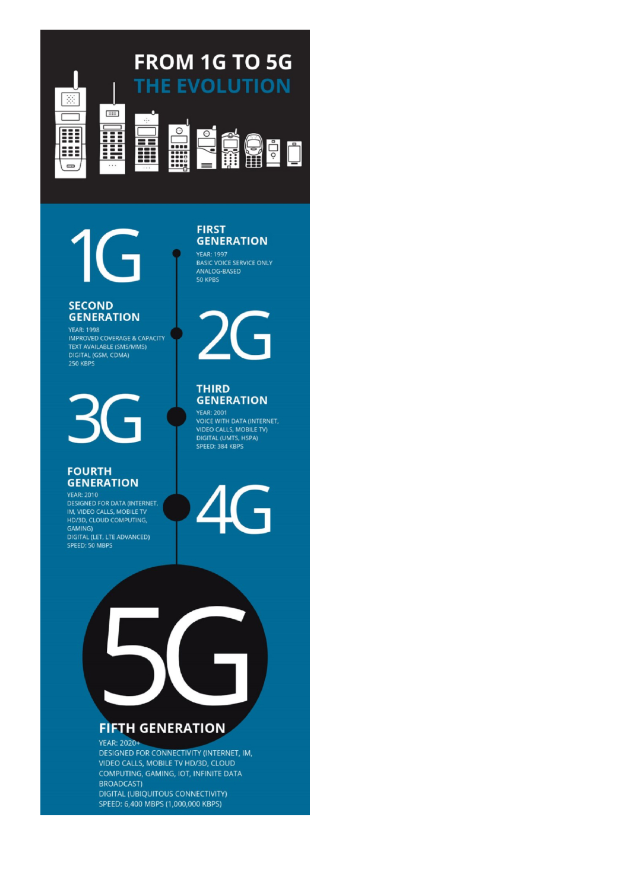# FROM 1G TO 5G
## THE EVOLUTION

## 1G

### FIRST GENERATION

YEAR: 1997
BASIC VOICE SERVICE ONLY
ANALOG-BASED
50 KPBS

## 2G

### SECOND GENERATION

YEAR: 1998
IMPROVED COVERAGE & CAPACITY
TEXT AVAILABLE (SMS/MMS)
DIGITAL (GSM, CDMA)
250 KBPS

## 3G

### THIRD GENERATION

YEAR: 2001
VOICE WITH DATA (INTERNET, VIDEO CALLS, MOBILE TV)
DIGITAL (UMTS, HSPA)
SPEED: 384 KBPS

## 4G

### FOURTH GENERATION

YEAR: 2010
DESIGNED FOR DATA (INTERNET, IM, VIDEO CALLS, MOBILE TV HD/3D, CLOUD COMPUTING, GAMING)
DIGITAL (LET, LTE ADVANCED)
SPEED: 50 MBPS

## 5G

### FIFTH GENERATION

YEAR: 2020+
DESIGNED FOR CONNECTIVITY (INTERNET, IM, VIDEO CALLS, MOBILE TV HD/3D, CLOUD COMPUTING, GAMING, IOT, INFINITE DATA BROADCAST)
DIGITAL (UBIQUITOUS CONNECTIVITY)
SPEED: 6,400 MBPS (1,000,000 KBPS)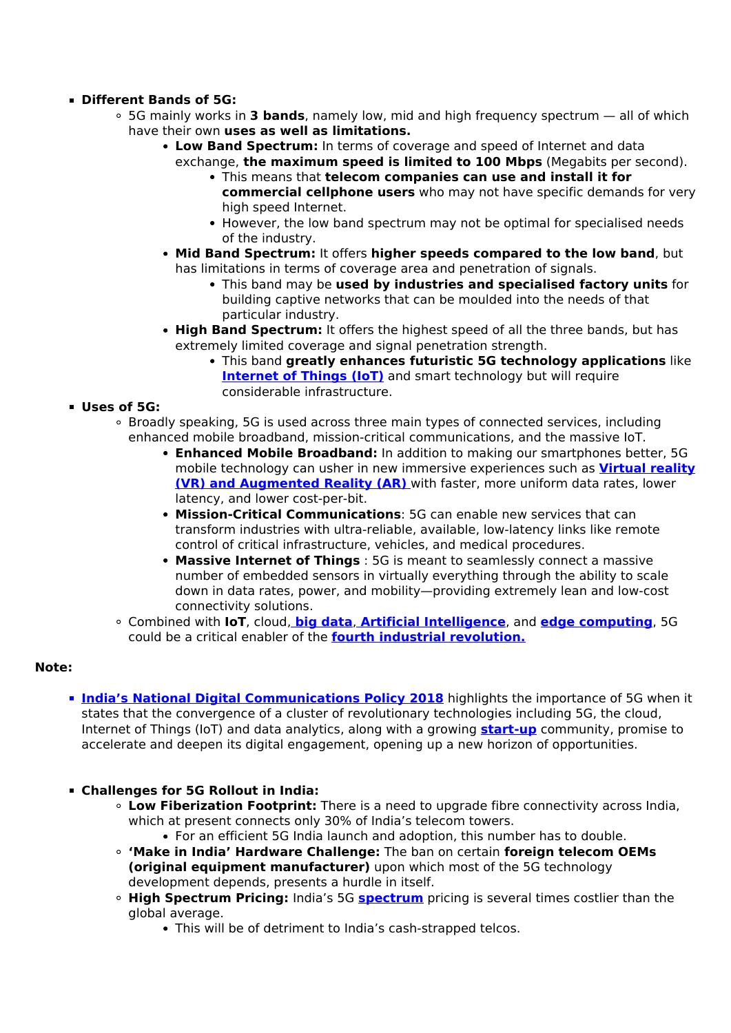- **Different Bands of 5G:**
  - 5G mainly works in **3 bands**, namely low, mid and high frequency spectrum — all of which have their own **uses as well as limitations.**
    - **Low Band Spectrum:** In terms of coverage and speed of Internet and data exchange, **the maximum speed is limited to 100 Mbps** (Megabits per second).
      - This means that **telecom companies can use and install it for commercial cellphone users** who may not have specific demands for very high speed Internet.
      - However, the low band spectrum may not be optimal for specialised needs of the industry.
    - **Mid Band Spectrum:** It offers **higher speeds compared to the low band**, but has limitations in terms of coverage area and penetration of signals.
      - This band may be **used by industries and specialised factory units** for building captive networks that can be moulded into the needs of that particular industry.
    - **High Band Spectrum:** It offers the highest speed of all the three bands, but has extremely limited coverage and signal penetration strength.
      - This band **greatly enhances futuristic 5G technology applications** like **Internet of Things (IoT)** and smart technology but will require considerable infrastructure.
- **Uses of 5G:**
  - Broadly speaking, 5G is used across three main types of connected services, including enhanced mobile broadband, mission-critical communications, and the massive IoT.
    - **Enhanced Mobile Broadband:** In addition to making our smartphones better, 5G mobile technology can usher in new immersive experiences such as **Virtual reality (VR) and Augmented Reality (AR)** with faster, more uniform data rates, lower latency, and lower cost-per-bit.
    - **Mission-Critical Communications**: 5G can enable new services that can transform industries with ultra-reliable, available, low-latency links like remote control of critical infrastructure, vehicles, and medical procedures.
    - **Massive Internet of Things** : 5G is meant to seamlessly connect a massive number of embedded sensors in virtually everything through the ability to scale down in data rates, power, and mobility—providing extremely lean and low-cost connectivity solutions.
  - Combined with **IoT**, cloud, **big data**, **Artificial Intelligence**, and **edge computing**, 5G could be a critical enabler of the **fourth industrial revolution.**

**Note:**

- **India's National Digital Communications Policy 2018** highlights the importance of 5G when it states that the convergence of a cluster of revolutionary technologies including 5G, the cloud, Internet of Things (IoT) and data analytics, along with a growing **start-up** community, promise to accelerate and deepen its digital engagement, opening up a new horizon of opportunities.

- **Challenges for 5G Rollout in India:**
  - **Low Fiberization Footprint:** There is a need to upgrade fibre connectivity across India, which at present connects only 30% of India's telecom towers.
    - For an efficient 5G India launch and adoption, this number has to double.
  - **'Make in India' Hardware Challenge:** The ban on certain **foreign telecom OEMs (original equipment manufacturer)** upon which most of the 5G technology development depends, presents a hurdle in itself.
  - **High Spectrum Pricing:** India's 5G **spectrum** pricing is several times costlier than the global average.
    - This will be of detriment to India's cash-strapped telcos.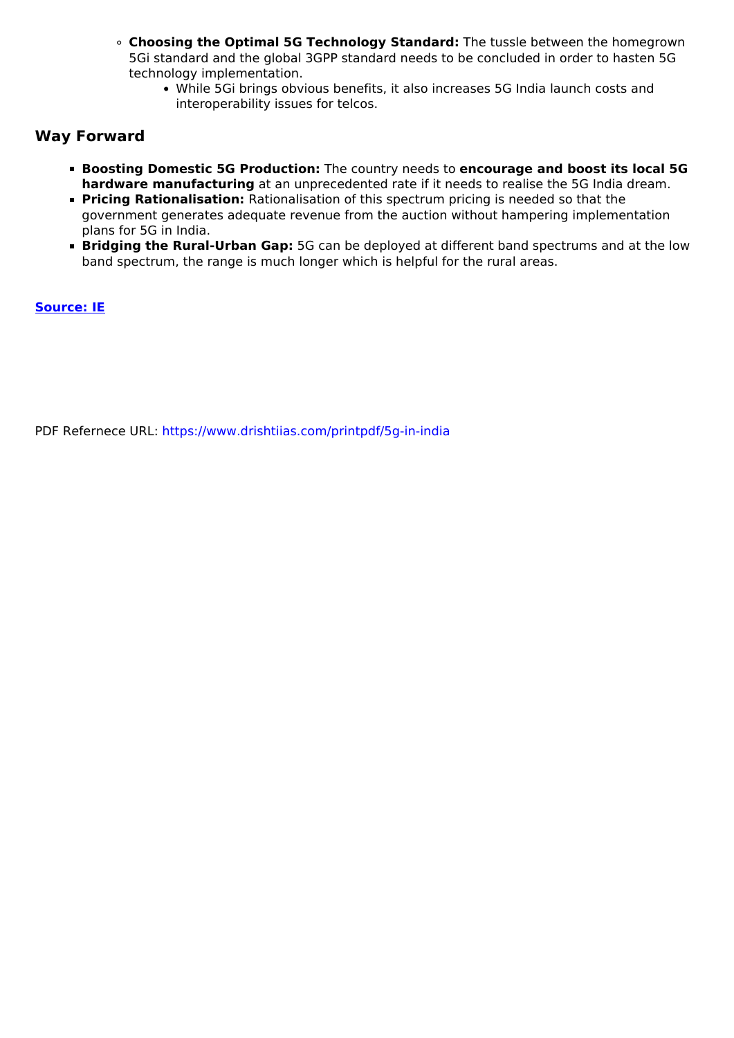- Choosing the Optimal 5G Technology Standard: The tussle between the homegrown 5Gi standard and the global 3GPP standard needs to be concluded in order to hasten 5G technology implementation.
  - While 5Gi brings obvious benefits, it also increases 5G India launch costs and interoperability issues for telcos.

## Way Forward

- **Boosting Domestic 5G Production:** The country needs to **encourage and boost its local 5G hardware manufacturing** at an unprecedented rate if it needs to realise the 5G India dream.
- **Pricing Rationalisation:** Rationalisation of this spectrum pricing is needed so that the government generates adequate revenue from the auction without hampering implementation plans for 5G in India.
- **Bridging the Rural-Urban Gap:** 5G can be deployed at different band spectrums and at the low band spectrum, the range is much longer which is helpful for the rural areas.

**Source: IE**

PDF Refernece URL: https://www.drishtiias.com/printpdf/5g-in-india